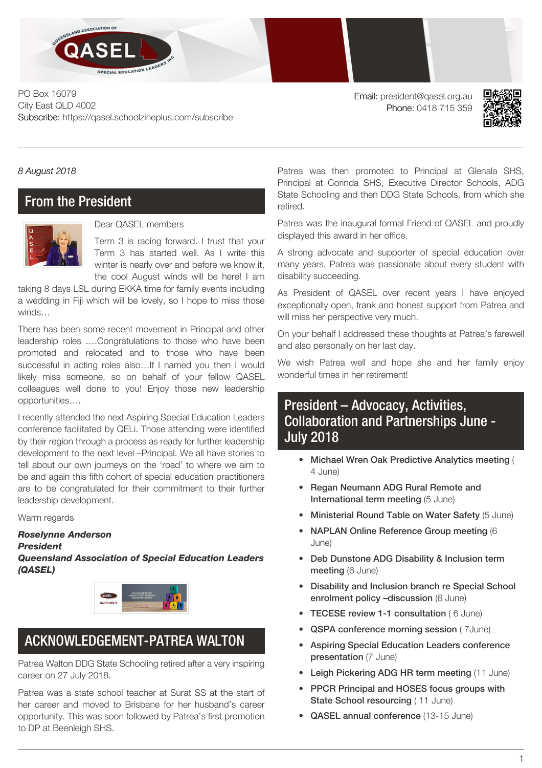PO Box 16079
City East QLD 4002
Subscribe: https://qasel.schoolzineplus.com/subscribe

Email: president@qasel.org.au
Phone: 0418 715 359

*8 August 2018*

## From the President

Dear QASEL members

Term 3 is racing forward. I trust that your Term 3 has started well. As I write this winter is nearly over and before we know it, the cool August winds will be here! I am taking 8 days LSL during EKKA time for family events including a wedding in Fiji which will be lovely, so I hope to miss those winds…

There has been some recent movement in Principal and other leadership roles ….Congratulations to those who have been promoted and relocated and to those who have been successful in acting roles also…If I named you then I would likely miss someone, so on behalf of your fellow QASEL colleagues well done to you! Enjoy those new leadership opportunities….

I recently attended the next Aspiring Special Education Leaders conference facilitated by QELi. Those attending were identified by their region through a process as ready for further leadership development to the next level –Principal. We all have stories to tell about our own journeys on the 'road' to where we aim to be and again this fifth cohort of special education practitioners are to be congratulated for their commitment to their further leadership development.

Warm regards

***Roselynne Anderson***
***President***
***Queensland Association of Special Education Leaders (QASEL)***

## ACKNOWLEDGEMENT-PATREA WALTON

Patrea Walton DDG State Schooling retired after a very inspiring career on 27 July 2018.

Patrea was a state school teacher at Surat SS at the start of her career and moved to Brisbane for her husband's career opportunity. This was soon followed by Patrea's first promotion to DP at Beenleigh SHS.

Patrea was then promoted to Principal at Glenala SHS, Principal at Corinda SHS, Executive Director Schools, ADG State Schooling and then DDG State Schools, from which she retired.

Patrea was the inaugural formal Friend of QASEL and proudly displayed this award in her office.

A strong advocate and supporter of special education over many years, Patrea was passionate about every student with disability succeeding.

As President of QASEL over recent years I have enjoyed exceptionally open, frank and honest support from Patrea and will miss her perspective very much.

On your behalf I addressed these thoughts at Patrea's farewell and also personally on her last day.

We wish Patrea well and hope she and her family enjoy wonderful times in her retirement!

## President – Advocacy, Activities, Collaboration and Partnerships June - July 2018

- **Michael Wren Oak Predictive Analytics meeting** ( 4 June)
- **Regan Neumann ADG Rural Remote and International term meeting** (5 June)
- **Ministerial Round Table on Water Safety** (5 June)
- **NAPLAN Online Reference Group meeting** (6 June)
- **Deb Dunstone ADG Disability & Inclusion term meeting** (6 June)
- **Disability and Inclusion branch re Special School enrolment policy –discussion** (6 June)
- **TECESE review 1-1 consultation** ( 6 June)
- **QSPA conference morning session** ( 7June)
- **Aspiring Special Education Leaders conference presentation** (7 June)
- **Leigh Pickering ADG HR term meeting** (11 June)
- **PPCR Principal and HOSES focus groups with State School resourcing** ( 11 June)
- **QASEL annual conference** (13-15 June)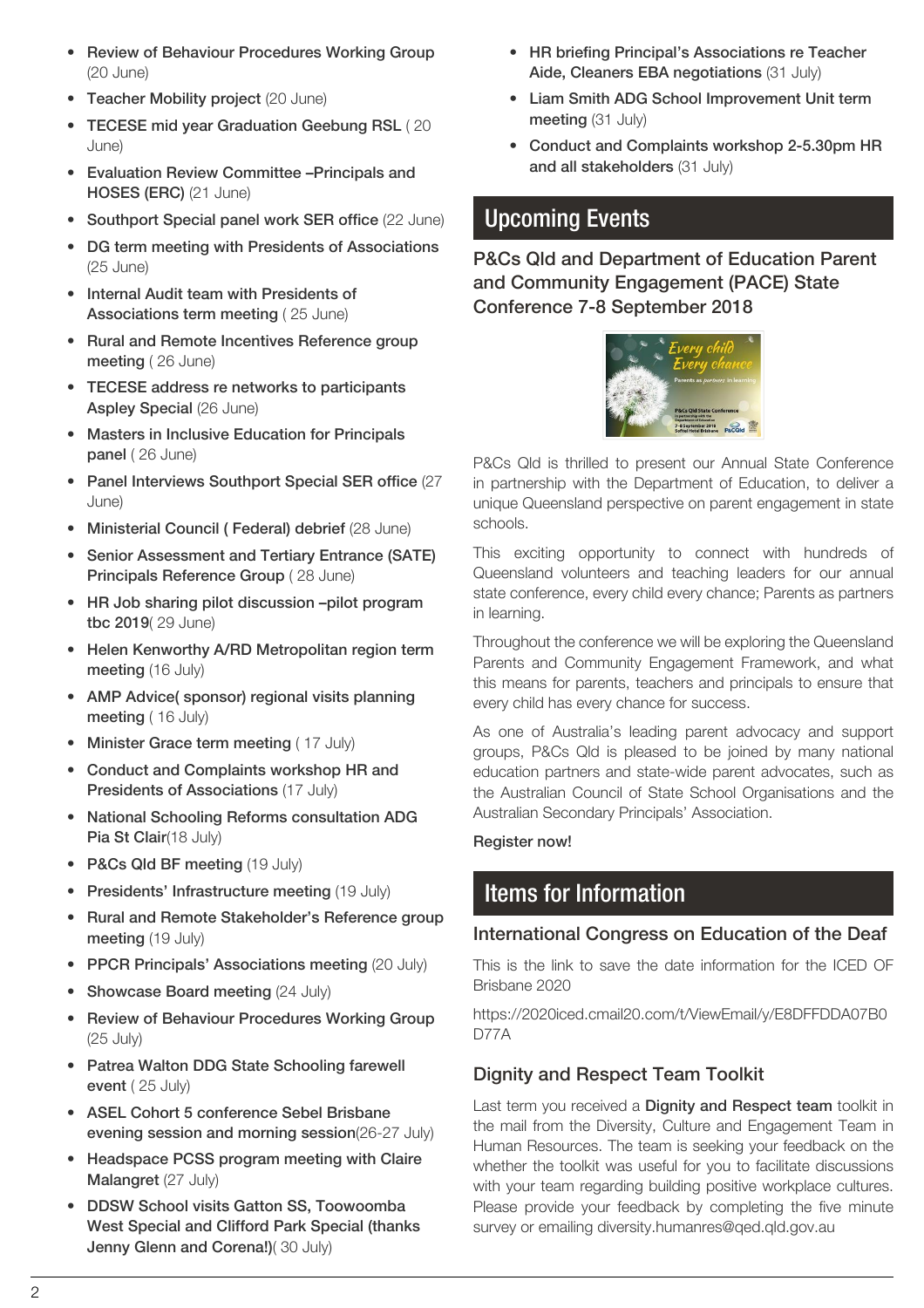- **Review of Behaviour Procedures Working Group** (20 June)
- **Teacher Mobility project** (20 June)
- **TECESE mid year Graduation Geebung RSL** ( 20 June)
- **Evaluation Review Committee –Principals and HOSES (ERC)** (21 June)
- **Southport Special panel work SER office** (22 June)
- **DG term meeting with Presidents of Associations** (25 June)
- **Internal Audit team with Presidents of Associations term meeting** ( 25 June)
- **Rural and Remote Incentives Reference group meeting** ( 26 June)
- **TECESE address re networks to participants Aspley Special** (26 June)
- **Masters in Inclusive Education for Principals panel** ( 26 June)
- **Panel Interviews Southport Special SER office** (27 June)
- **Ministerial Council ( Federal) debrief** (28 June)
- **Senior Assessment and Tertiary Entrance (SATE) Principals Reference Group** ( 28 June)
- **HR Job sharing pilot discussion –pilot program tbc 2019**( 29 June)
- **Helen Kenworthy A/RD Metropolitan region term meeting** (16 July)
- **AMP Advice( sponsor) regional visits planning meeting** ( 16 July)
- **Minister Grace term meeting** ( 17 July)
- **Conduct and Complaints workshop HR and Presidents of Associations** (17 July)
- **National Schooling Reforms consultation ADG Pia St Clair**(18 July)
- **P&Cs Qld BF meeting** (19 July)
- **Presidents' Infrastructure meeting** (19 July)
- **Rural and Remote Stakeholder's Reference group meeting** (19 July)
- **PPCR Principals' Associations meeting** (20 July)
- **Showcase Board meeting** (24 July)
- **Review of Behaviour Procedures Working Group** (25 July)
- **Patrea Walton DDG State Schooling farewell event** ( 25 July)
- **ASEL Cohort 5 conference Sebel Brisbane evening session and morning session**(26-27 July)
- **Headspace PCSS program meeting with Claire Malangret** (27 July)
- **DDSW School visits Gatton SS, Toowoomba West Special and Clifford Park Special (thanks Jenny Glenn and Corena!)**( 30 July)
- **HR briefing Principal's Associations re Teacher Aide, Cleaners EBA negotiations** (31 July)
- **Liam Smith ADG School Improvement Unit term meeting** (31 July)
- **Conduct and Complaints workshop 2-5.30pm HR and all stakeholders** (31 July)

## Upcoming Events

### P&Cs Qld and Department of Education Parent and Community Engagement (PACE) State Conference 7-8 September 2018

P&Cs Qld is thrilled to present our Annual State Conference in partnership with the Department of Education, to deliver a unique Queensland perspective on parent engagement in state schools.

This exciting opportunity to connect with hundreds of Queensland volunteers and teaching leaders for our annual state conference, every child every chance; Parents as partners in learning.

Throughout the conference we will be exploring the Queensland Parents and Community Engagement Framework, and what this means for parents, teachers and principals to ensure that every child has every chance for success.

As one of Australia's leading parent advocacy and support groups, P&Cs Qld is pleased to be joined by many national education partners and state-wide parent advocates, such as the Australian Council of State School Organisations and the Australian Secondary Principals' Association.

Register now!

## Items for Information

### International Congress on Education of the Deaf

This is the link to save the date information for the ICED OF Brisbane 2020

https://2020iced.cmail20.com/t/ViewEmail/y/E8DFFDDA07B0D77A

### Dignity and Respect Team Toolkit

Last term you received a **Dignity and Respect team** toolkit in the mail from the Diversity, Culture and Engagement Team in Human Resources. The team is seeking your feedback on the whether the toolkit was useful for you to facilitate discussions with your team regarding building positive workplace cultures. Please provide your feedback by completing the five minute survey or emailing diversity.humanres@qed.qld.gov.au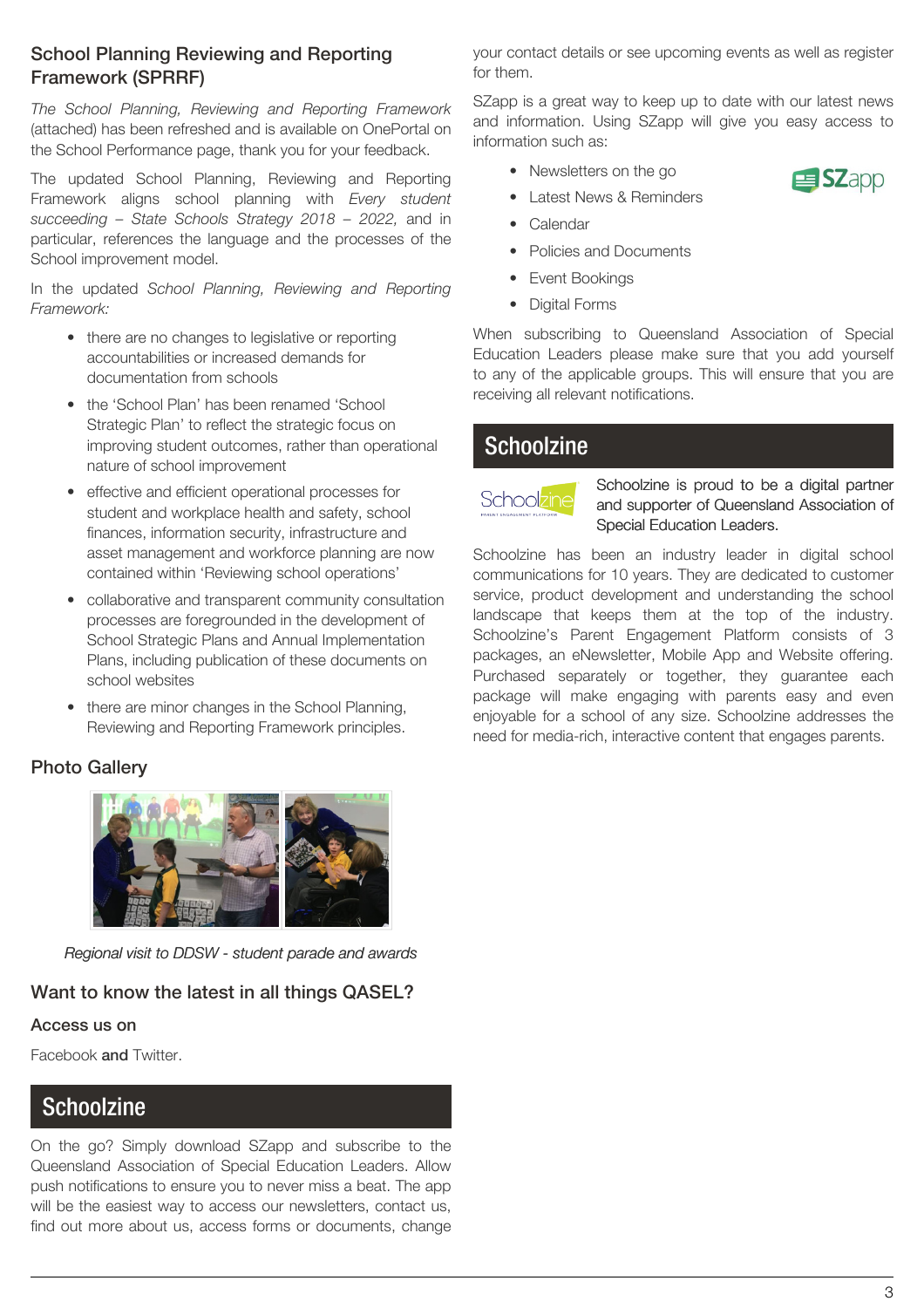## School Planning Reviewing and Reporting Framework (SPRRF)

*The School Planning, Reviewing and Reporting Framework* (attached) has been refreshed and is available on OnePortal on the School Performance page, thank you for your feedback.

The updated School Planning, Reviewing and Reporting Framework aligns school planning with *Every student succeeding – State Schools Strategy 2018 – 2022,* and in particular, references the language and the processes of the School improvement model.

In the updated *School Planning, Reviewing and Reporting Framework:*

- there are no changes to legislative or reporting accountabilities or increased demands for documentation from schools
- the 'School Plan' has been renamed 'School Strategic Plan' to reflect the strategic focus on improving student outcomes, rather than operational nature of school improvement
- effective and efficient operational processes for student and workplace health and safety, school finances, information security, infrastructure and asset management and workforce planning are now contained within 'Reviewing school operations'
- collaborative and transparent community consultation processes are foregrounded in the development of School Strategic Plans and Annual Implementation Plans, including publication of these documents on school websites
- there are minor changes in the School Planning, Reviewing and Reporting Framework principles.

## Photo Gallery

*Regional visit to DDSW - student parade and awards*

## Want to know the latest in all things QASEL?

### Access us on

Facebook **and** Twitter.

## Schoolzine

On the go? Simply download SZapp and subscribe to the Queensland Association of Special Education Leaders. Allow push notifications to ensure you to never miss a beat. The app will be the easiest way to access our newsletters, contact us, find out more about us, access forms or documents, change your contact details or see upcoming events as well as register for them.

SZapp is a great way to keep up to date with our latest news and information. Using SZapp will give you easy access to information such as:

- Newsletters on the go
- Latest News & Reminders
- Calendar
- Policies and Documents
- Event Bookings
- Digital Forms

When subscribing to Queensland Association of Special Education Leaders please make sure that you add yourself to any of the applicable groups. This will ensure that you are receiving all relevant notifications.

## Schoolzine

Schoolzine is proud to be a digital partner and supporter of Queensland Association of Special Education Leaders.

Schoolzine has been an industry leader in digital school communications for 10 years. They are dedicated to customer service, product development and understanding the school landscape that keeps them at the top of the industry. Schoolzine's Parent Engagement Platform consists of 3 packages, an eNewsletter, Mobile App and Website offering. Purchased separately or together, they guarantee each package will make engaging with parents easy and even enjoyable for a school of any size. Schoolzine addresses the need for media-rich, interactive content that engages parents.